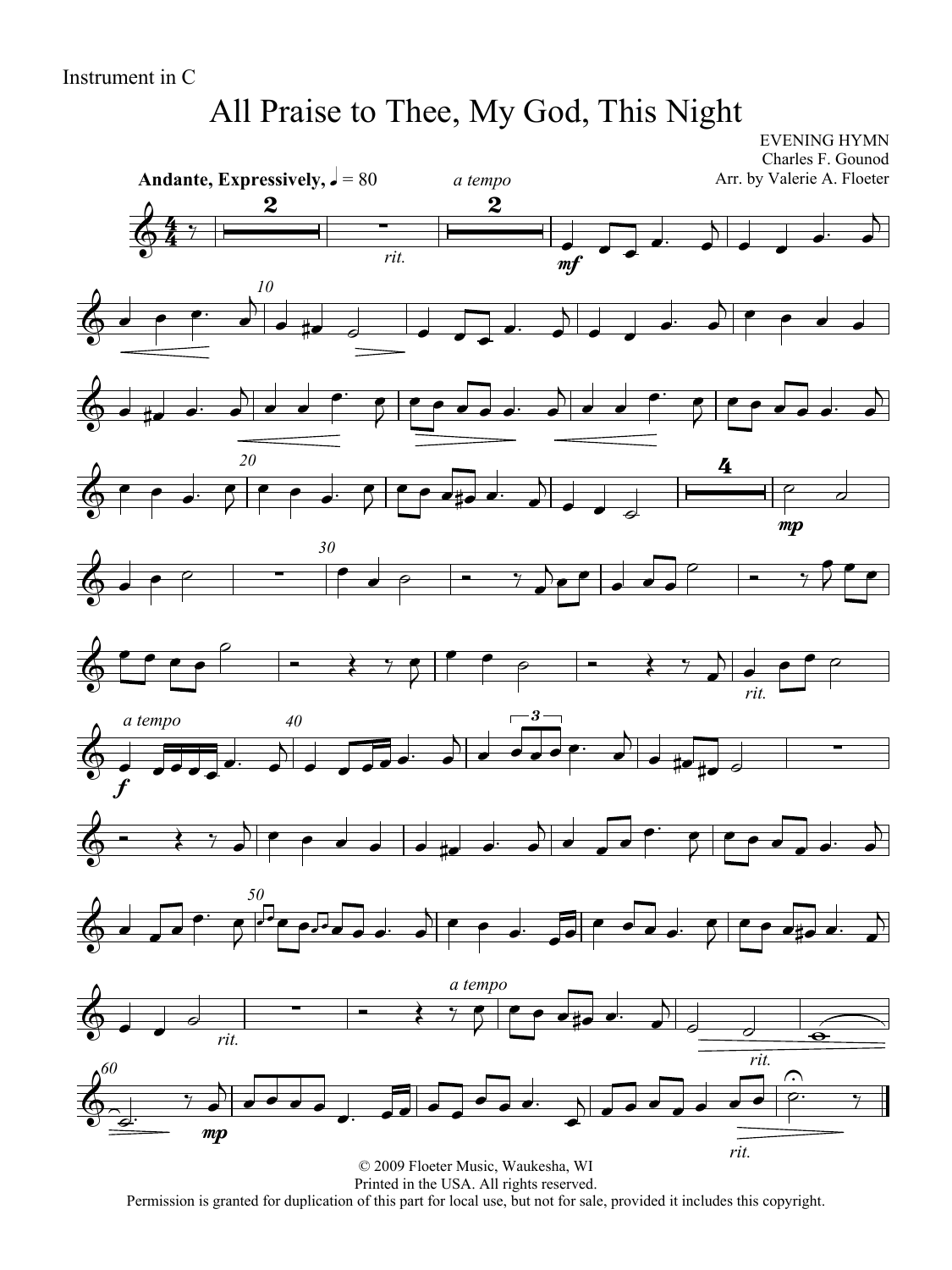Instrument in C

# All Praise to Thee, My God, This Night

EVENING HYMN
Charles F. Gounod
Arr. by Valerie A. Floeter

**Andante, Expressively,** ♩ = 80

© 2009 Floeter Music, Waukesha, WI
Printed in the USA. All rights reserved.
Permission is granted for duplication of this part for local use, but not for sale, provided it includes this copyright.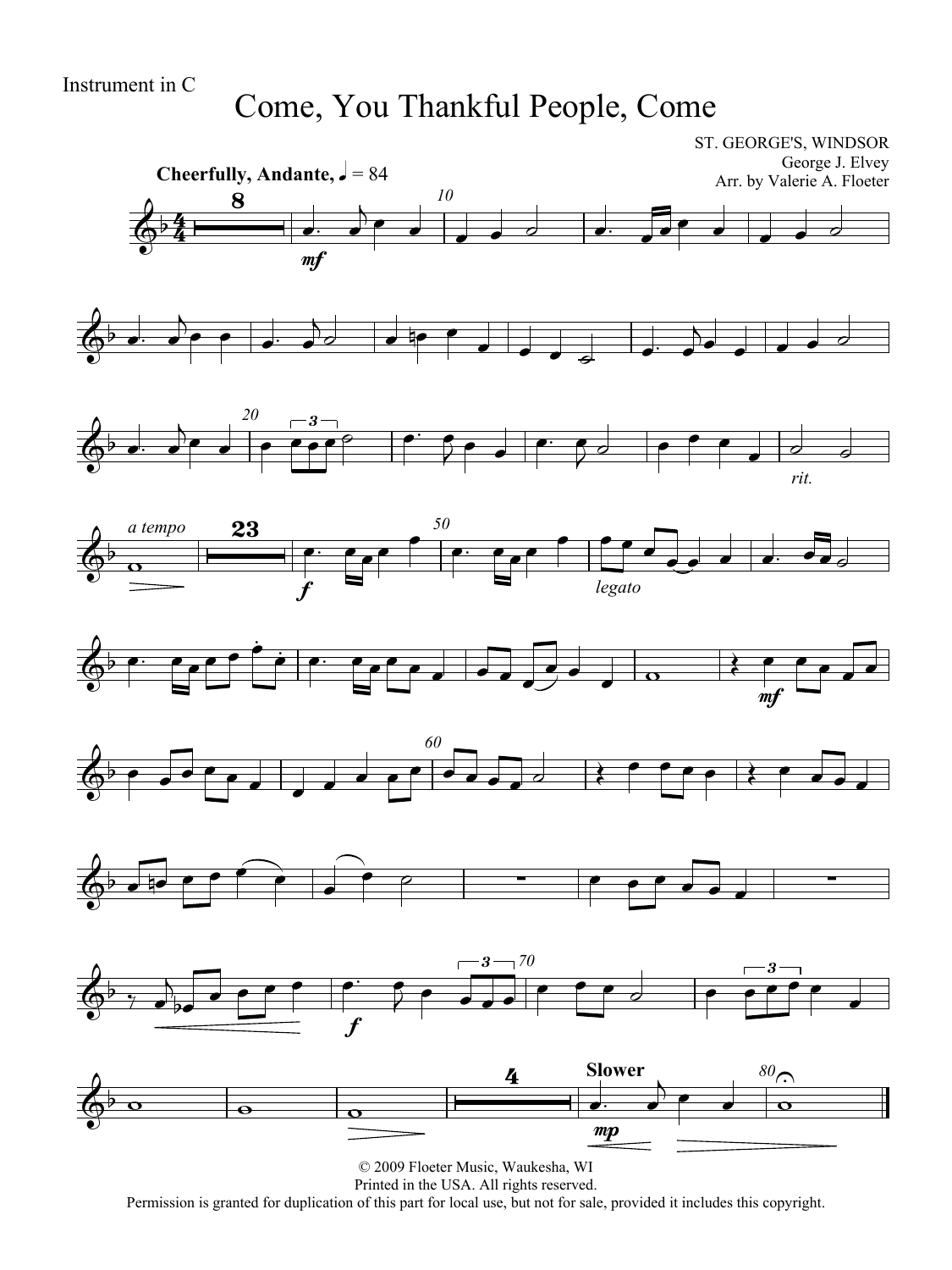Instrument in C

# Come, You Thankful People, Come

ST. GEORGE'S, WINDSOR
George J. Elvey
Arr. by Valerie A. Floeter

**Cheerfully, Andante,** ♩ = 84

© 2009 Floeter Music, Waukesha, WI
Printed in the USA. All rights reserved.
Permission is granted for duplication of this part for local use, but not for sale, provided it includes this copyright.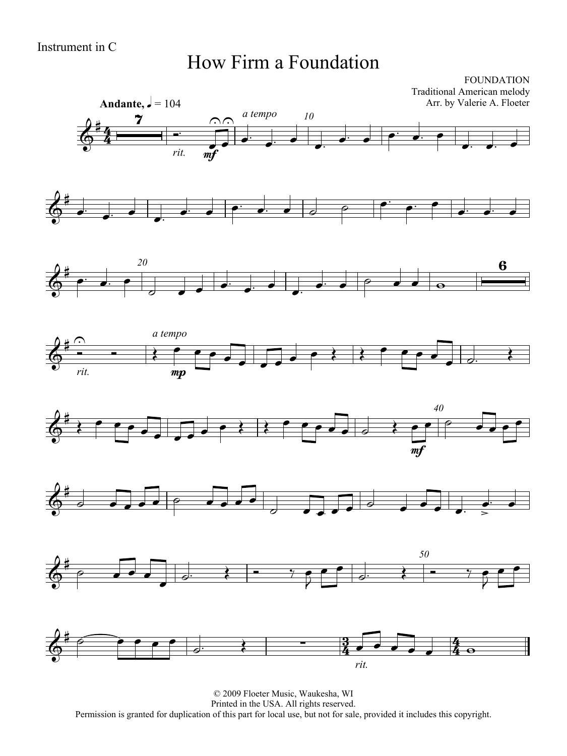Instrument in C

# How Firm a Foundation

FOUNDATION
Traditional American melody
Arr. by Valerie A. Floeter

© 2009 Floeter Music, Waukesha, WI
Printed in the USA. All rights reserved.
Permission is granted for duplication of this part for local use, but not for sale, provided it includes this copyright.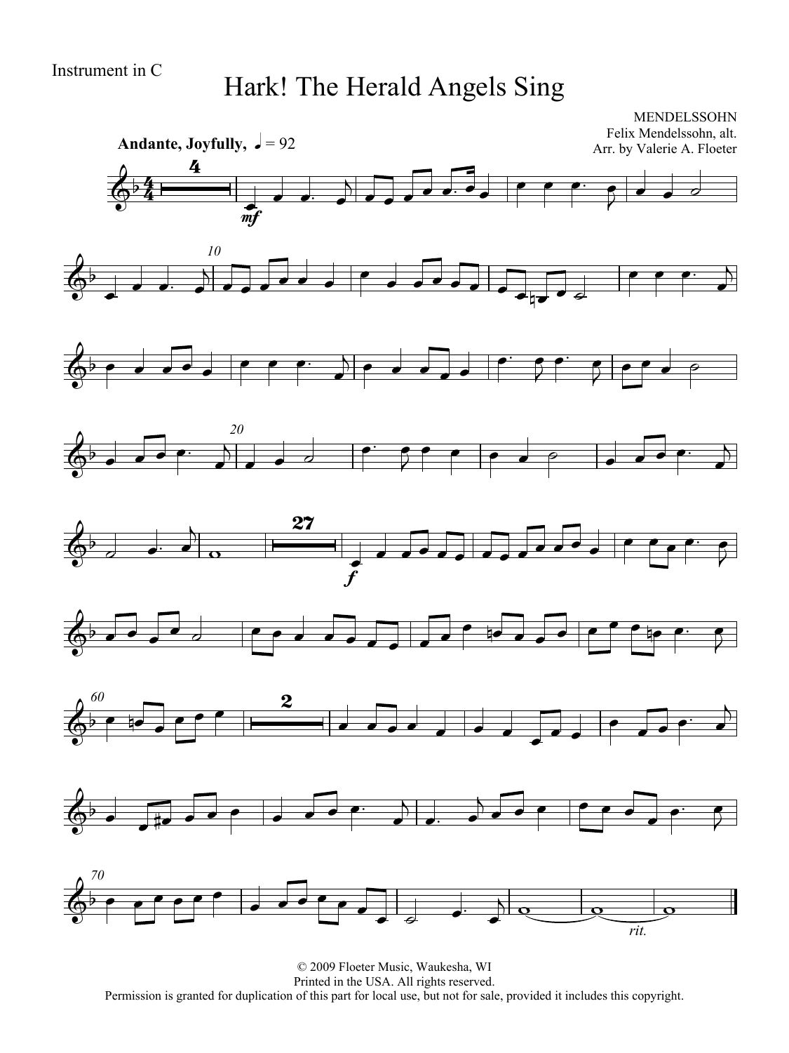Instrument in C

# Hark! The Herald Angels Sing

MENDELSSOHN
Felix Mendelssohn, alt.
Arr. by Valerie A. Floeter

**Andante, Joyfully,** ♩ = 92

© 2009 Floeter Music, Waukesha, WI
Printed in the USA. All rights reserved.
Permission is granted for duplication of this part for local use, but not for sale, provided it includes this copyright.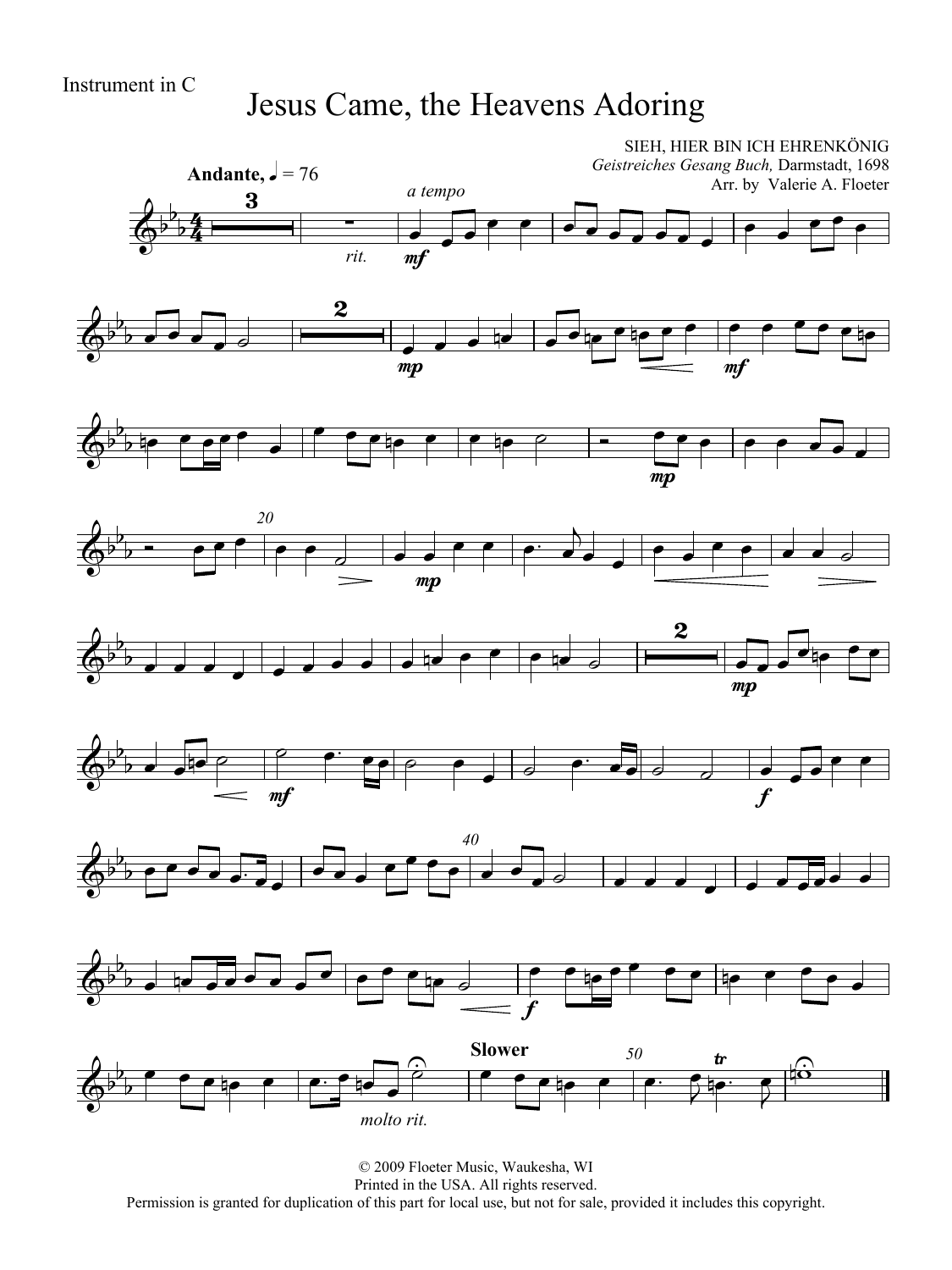Instrument in C

# Jesus Came, the Heavens Adoring

SIEH, HIER BIN ICH EHRENKÖNIG
*Geistreiches Gesang Buch,* Darmstadt, 1698
Arr. by Valerie A. Floeter

**Andante,** ♩ = 76

© 2009 Floeter Music, Waukesha, WI
Printed in the USA. All rights reserved.
Permission is granted for duplication of this part for local use, but not for sale, provided it includes this copyright.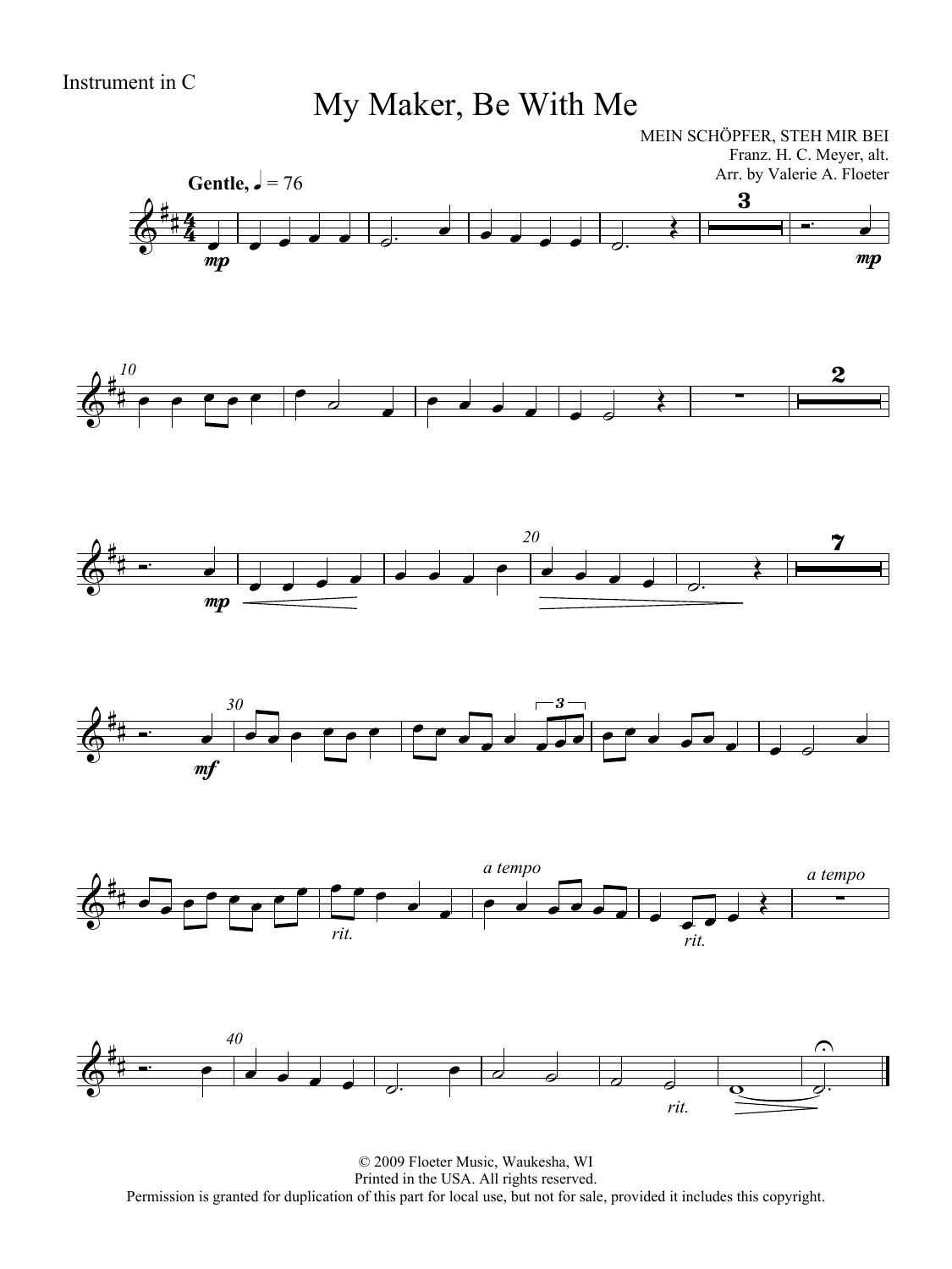Instrument in C

# My Maker, Be With Me

MEIN SCHÖPFER, STEH MIR BEI
Franz. H. C. Meyer, alt.
Arr. by Valerie A. Floeter

**Gentle,** ♩ = 76

© 2009 Floeter Music, Waukesha, WI
Printed in the USA. All rights reserved.
Permission is granted for duplication of this part for local use, but not for sale, provided it includes this copyright.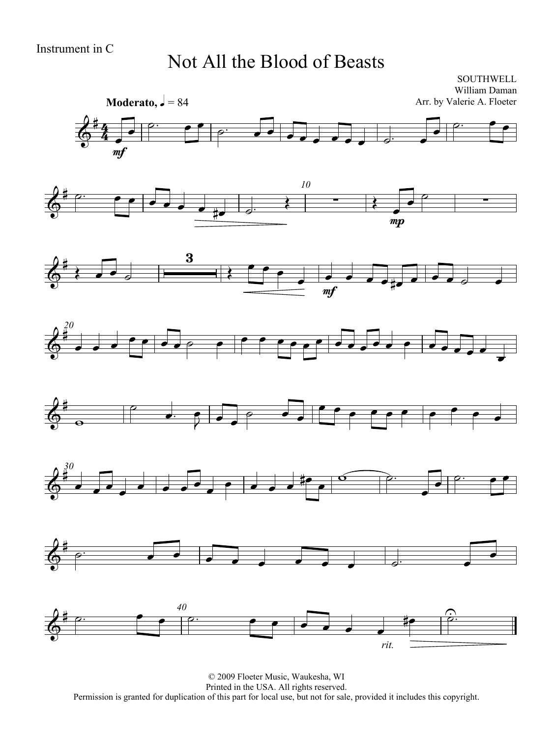Instrument in C

# Not All the Blood of Beasts

SOUTHWELL
William Daman
Arr. by Valerie A. Floeter

**Moderato,** ♩ = 84

© 2009 Floeter Music, Waukesha, WI
Printed in the USA. All rights reserved.
Permission is granted for duplication of this part for local use, but not for sale, provided it includes this copyright.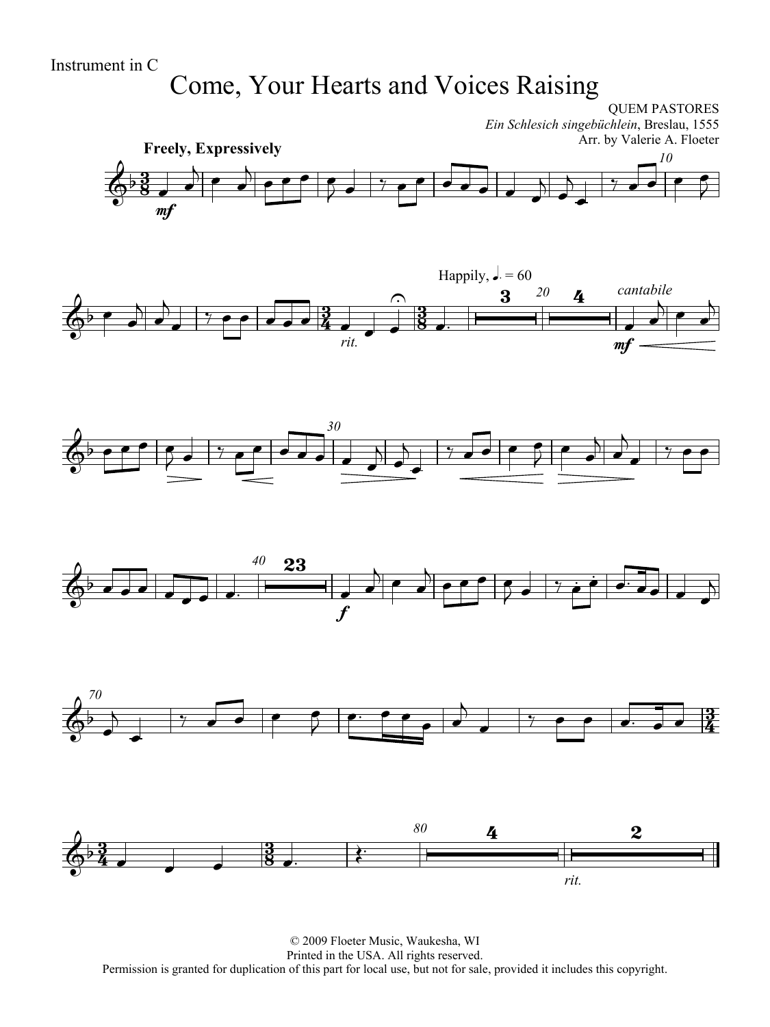Instrument in C

# Come, Your Hearts and Voices Raising

QUEM PASTORES
*Ein Schlesich singebüchlein*, Breslau, 1555
Arr. by Valerie A. Floeter

© 2009 Floeter Music, Waukesha, WI
Printed in the USA. All rights reserved.
Permission is granted for duplication of this part for local use, but not for sale, provided it includes this copyright.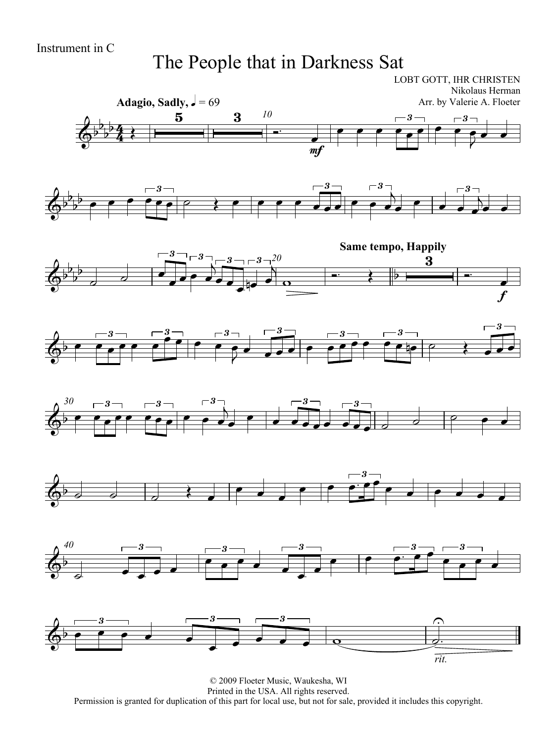Instrument in C

# The People that in Darkness Sat

LOBT GOTT, IHR CHRISTEN
Nikolaus Herman
Arr. by Valerie A. Floeter

**Adagio, Sadly,** ♩ = 69

**Same tempo, Happily**

*rit.*

© 2009 Floeter Music, Waukesha, WI
Printed in the USA. All rights reserved.
Permission is granted for duplication of this part for local use, but not for sale, provided it includes this copyright.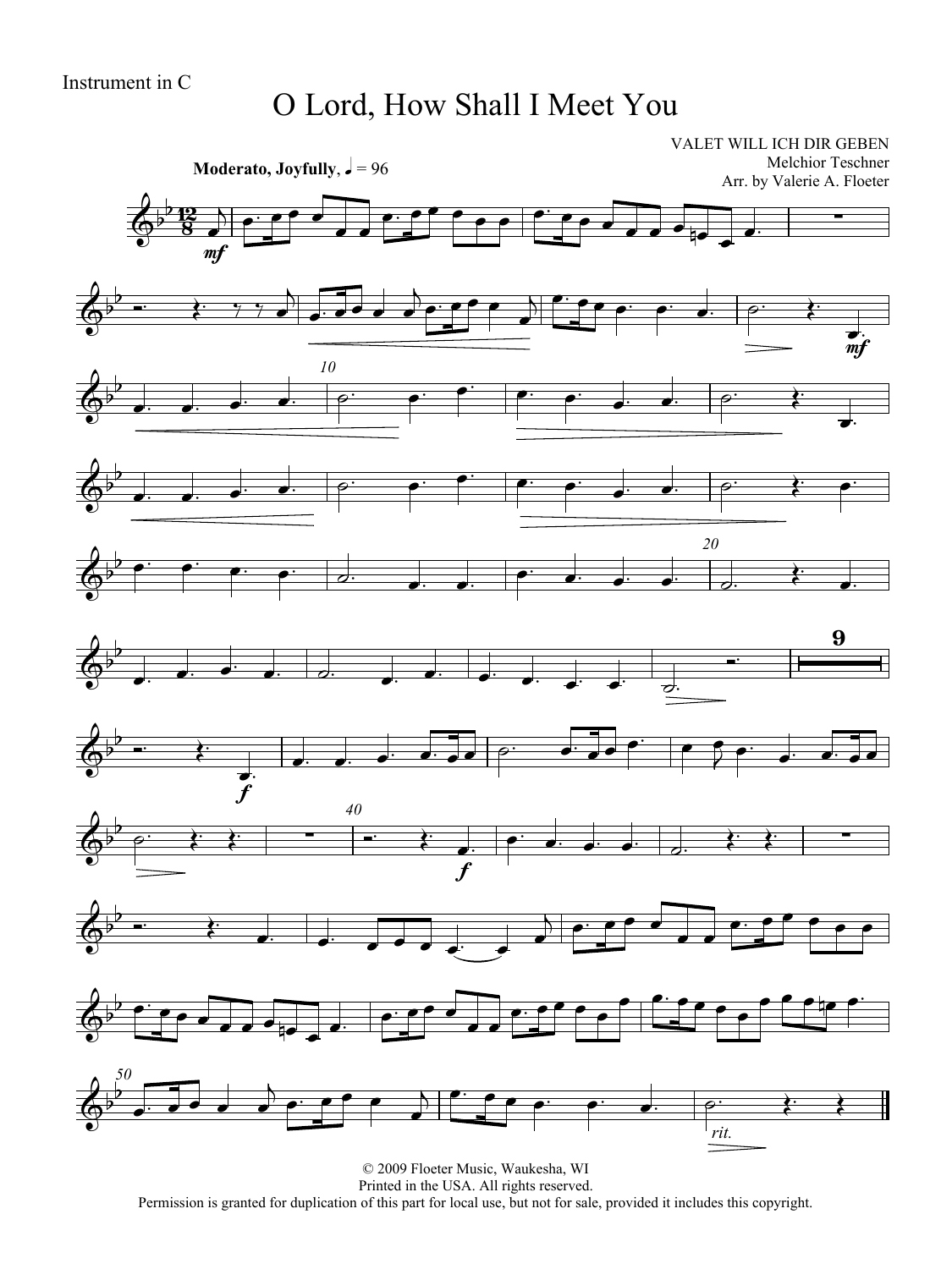Instrument in C

# O Lord, How Shall I Meet You

VALET WILL ICH DIR GEBEN
Melchior Teschner
Arr. by Valerie A. Floeter

**Moderato, Joyfully**, ♩. = 96

© 2009 Floeter Music, Waukesha, WI
Printed in the USA. All rights reserved.
Permission is granted for duplication of this part for local use, but not for sale, provided it includes this copyright.